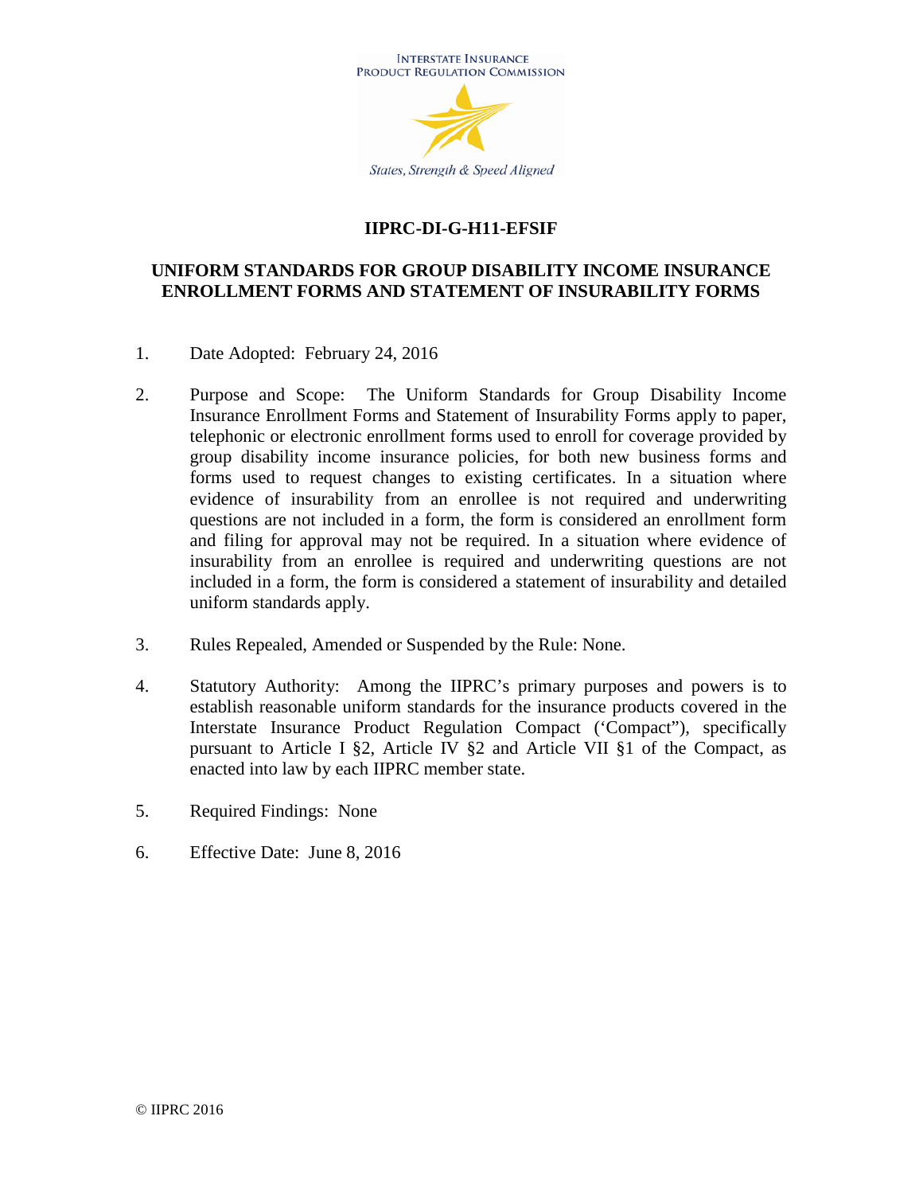INTERSTATE INSURANCE PRODUCT REGULATION COMMISSION

*States, Strength & Speed Aligned*

**IIPRC-DI-G-H11-EFSIF**

# UNIFORM STANDARDS FOR GROUP DISABILITY INCOME INSURANCE ENROLLMENT FORMS AND STATEMENT OF INSURABILITY FORMS

1. Date Adopted: February 24, 2016

2. Purpose and Scope: The Uniform Standards for Group Disability Income Insurance Enrollment Forms and Statement of Insurability Forms apply to paper, telephonic or electronic enrollment forms used to enroll for coverage provided by group disability income insurance policies, for both new business forms and forms used to request changes to existing certificates. In a situation where evidence of insurability from an enrollee is not required and underwriting questions are not included in a form, the form is considered an enrollment form and filing for approval may not be required. In a situation where evidence of insurability from an enrollee is required and underwriting questions are not included in a form, the form is considered a statement of insurability and detailed uniform standards apply.

3. Rules Repealed, Amended or Suspended by the Rule: None.

4. Statutory Authority: Among the IIPRC's primary purposes and powers is to establish reasonable uniform standards for the insurance products covered in the Interstate Insurance Product Regulation Compact ('Compact"), specifically pursuant to Article I §2, Article IV §2 and Article VII §1 of the Compact, as enacted into law by each IIPRC member state.

5. Required Findings: None

6. Effective Date: June 8, 2016

© IIPRC 2016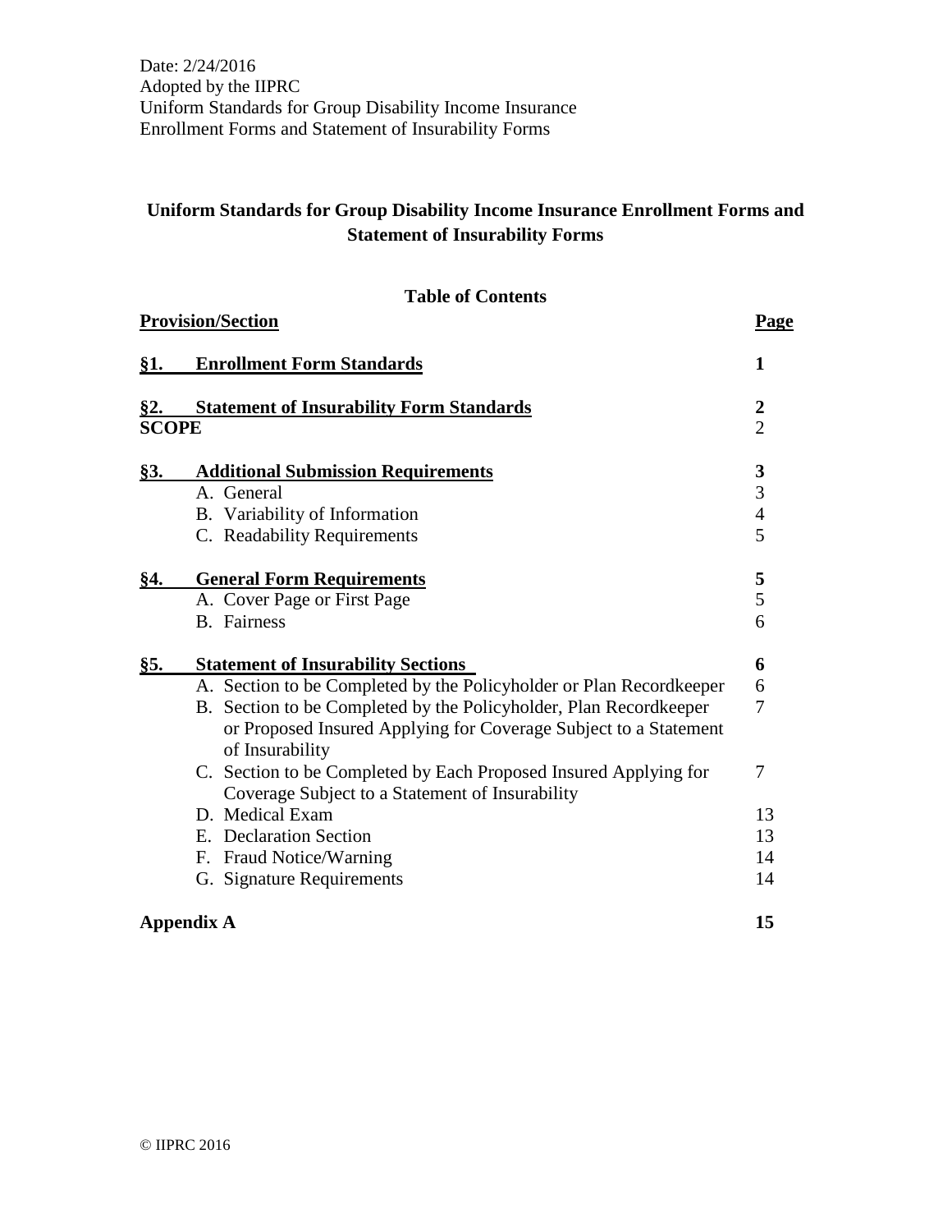Date: 2/24/2016
Adopted by the IIPRC
Uniform Standards for Group Disability Income Insurance
Enrollment Forms and Statement of Insurability Forms

# Uniform Standards for Group Disability Income Insurance Enrollment Forms and Statement of Insurability Forms

## Table of Contents

| Provision/Section | Page |
|---|---|
| **§1. Enrollment Form Standards** | **1** |
| **§2. Statement of Insurability Form Standards** | **2** |
| **SCOPE** | 2 |
| **§3. Additional Submission Requirements** | **3** |
| A. General | 3 |
| B. Variability of Information | 4 |
| C. Readability Requirements | 5 |
| **§4. General Form Requirements** | **5** |
| A. Cover Page or First Page | 5 |
| B. Fairness | 6 |
| **§5. Statement of Insurability Sections** | **6** |
| A. Section to be Completed by the Policyholder or Plan Recordkeeper | 6 |
| B. Section to be Completed by the Policyholder, Plan Recordkeeper or Proposed Insured Applying for Coverage Subject to a Statement of Insurability | 7 |
| C. Section to be Completed by Each Proposed Insured Applying for Coverage Subject to a Statement of Insurability | 7 |
| D. Medical Exam | 13 |
| E. Declaration Section | 13 |
| F. Fraud Notice/Warning | 14 |
| G. Signature Requirements | 14 |
| **Appendix A** | **15** |

© IIPRC 2016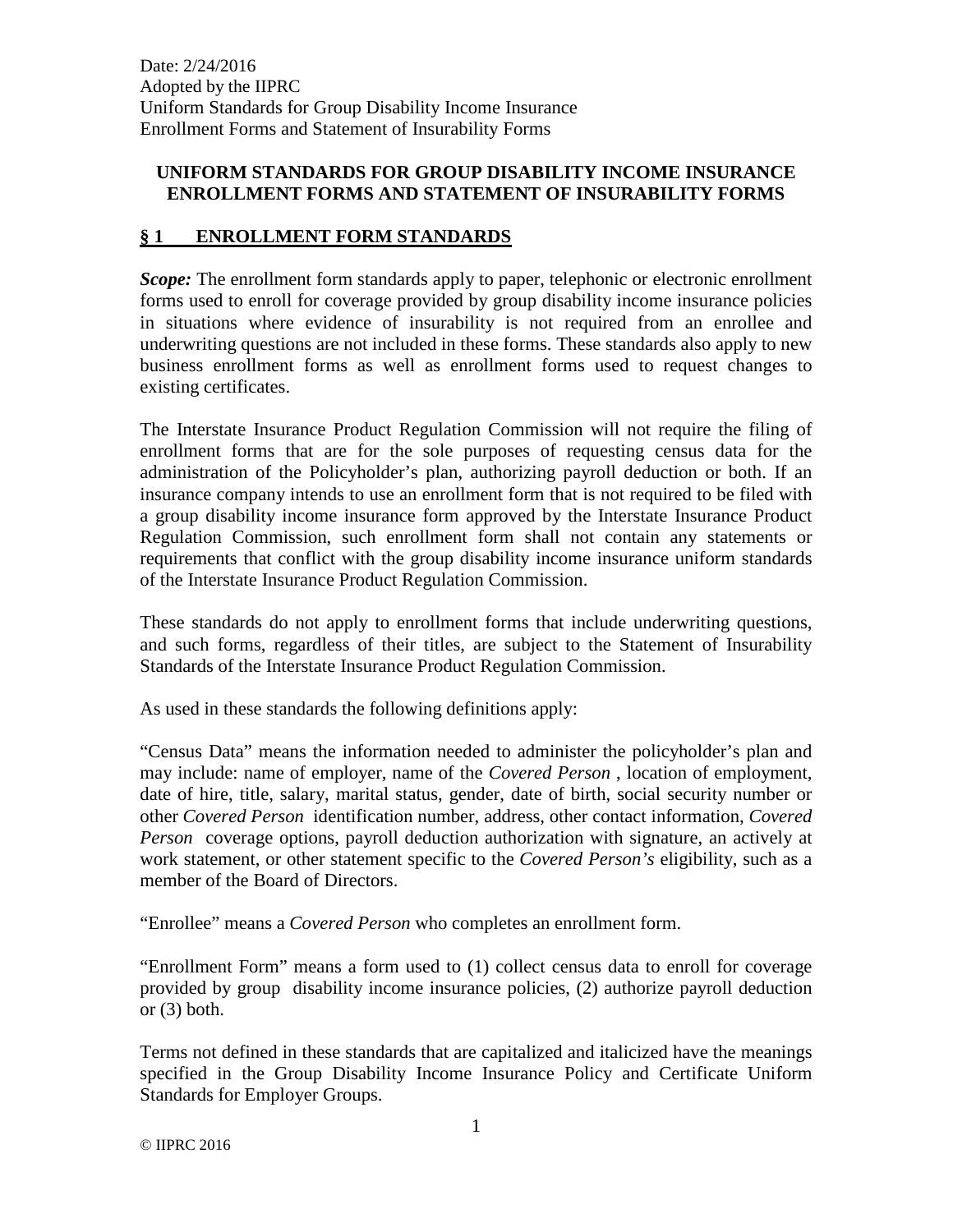# UNIFORM STANDARDS FOR GROUP DISABILITY INCOME INSURANCE ENROLLMENT FORMS AND STATEMENT OF INSURABILITY FORMS

## § 1 ENROLLMENT FORM STANDARDS

***Scope:*** The enrollment form standards apply to paper, telephonic or electronic enrollment forms used to enroll for coverage provided by group disability income insurance policies in situations where evidence of insurability is not required from an enrollee and underwriting questions are not included in these forms. These standards also apply to new business enrollment forms as well as enrollment forms used to request changes to existing certificates.

The Interstate Insurance Product Regulation Commission will not require the filing of enrollment forms that are for the sole purposes of requesting census data for the administration of the Policyholder's plan, authorizing payroll deduction or both. If an insurance company intends to use an enrollment form that is not required to be filed with a group disability income insurance form approved by the Interstate Insurance Product Regulation Commission, such enrollment form shall not contain any statements or requirements that conflict with the group disability income insurance uniform standards of the Interstate Insurance Product Regulation Commission.

These standards do not apply to enrollment forms that include underwriting questions, and such forms, regardless of their titles, are subject to the Statement of Insurability Standards of the Interstate Insurance Product Regulation Commission.

As used in these standards the following definitions apply:

"Census Data" means the information needed to administer the policyholder's plan and may include: name of employer, name of the *Covered Person* , location of employment, date of hire, title, salary, marital status, gender, date of birth, social security number or other *Covered Person* identification number, address, other contact information, *Covered Person* coverage options, payroll deduction authorization with signature, an actively at work statement, or other statement specific to the *Covered Person's* eligibility, such as a member of the Board of Directors.

"Enrollee" means a *Covered Person* who completes an enrollment form.

"Enrollment Form" means a form used to (1) collect census data to enroll for coverage provided by group disability income insurance policies, (2) authorize payroll deduction or (3) both.

Terms not defined in these standards that are capitalized and italicized have the meanings specified in the Group Disability Income Insurance Policy and Certificate Uniform Standards for Employer Groups.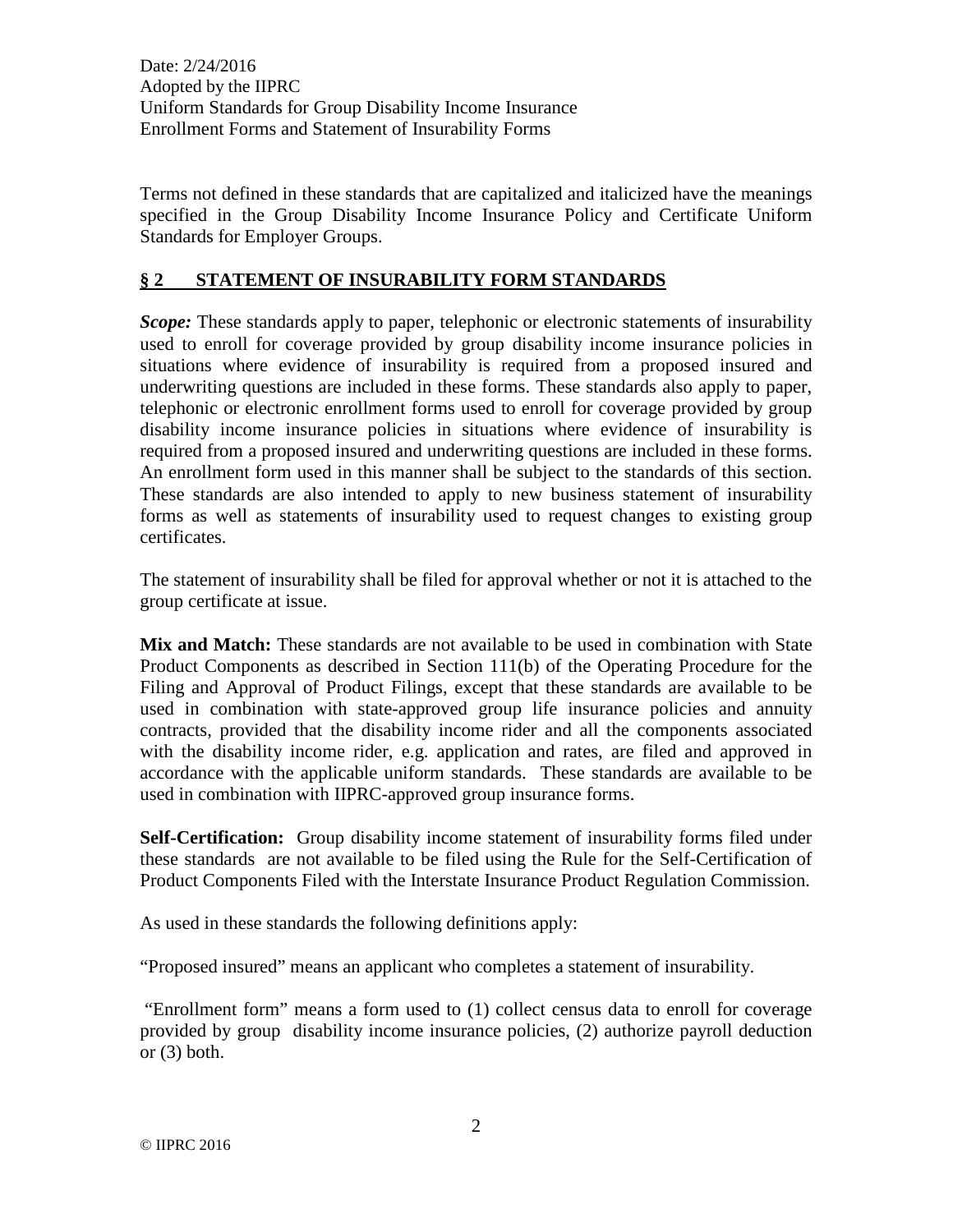Terms not defined in these standards that are capitalized and italicized have the meanings specified in the Group Disability Income Insurance Policy and Certificate Uniform Standards for Employer Groups.

## § 2 STATEMENT OF INSURABILITY FORM STANDARDS

***Scope:*** These standards apply to paper, telephonic or electronic statements of insurability used to enroll for coverage provided by group disability income insurance policies in situations where evidence of insurability is required from a proposed insured and underwriting questions are included in these forms. These standards also apply to paper, telephonic or electronic enrollment forms used to enroll for coverage provided by group disability income insurance policies in situations where evidence of insurability is required from a proposed insured and underwriting questions are included in these forms. An enrollment form used in this manner shall be subject to the standards of this section. These standards are also intended to apply to new business statement of insurability forms as well as statements of insurability used to request changes to existing group certificates.

The statement of insurability shall be filed for approval whether or not it is attached to the group certificate at issue.

**Mix and Match:** These standards are not available to be used in combination with State Product Components as described in Section 111(b) of the Operating Procedure for the Filing and Approval of Product Filings, except that these standards are available to be used in combination with state-approved group life insurance policies and annuity contracts, provided that the disability income rider and all the components associated with the disability income rider, e.g. application and rates, are filed and approved in accordance with the applicable uniform standards. These standards are available to be used in combination with IIPRC-approved group insurance forms.

**Self-Certification:** Group disability income statement of insurability forms filed under these standards are not available to be filed using the Rule for the Self-Certification of Product Components Filed with the Interstate Insurance Product Regulation Commission.

As used in these standards the following definitions apply:

"Proposed insured" means an applicant who completes a statement of insurability.

"Enrollment form" means a form used to (1) collect census data to enroll for coverage provided by group disability income insurance policies, (2) authorize payroll deduction or (3) both.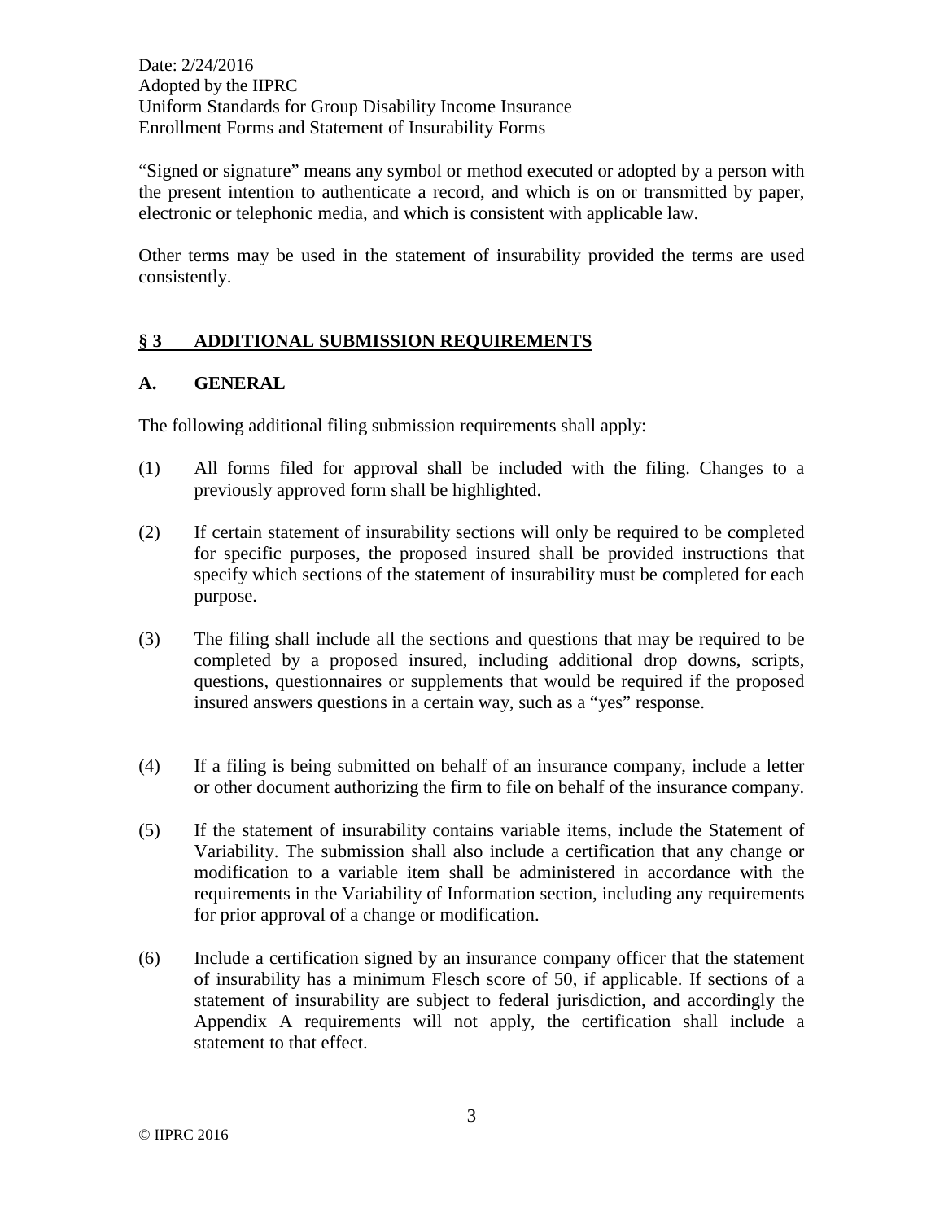"Signed or signature" means any symbol or method executed or adopted by a person with the present intention to authenticate a record, and which is on or transmitted by paper, electronic or telephonic media, and which is consistent with applicable law.

Other terms may be used in the statement of insurability provided the terms are used consistently.

## § 3 ADDITIONAL SUBMISSION REQUIREMENTS

### A. GENERAL

The following additional filing submission requirements shall apply:

(1) All forms filed for approval shall be included with the filing. Changes to a previously approved form shall be highlighted.

(2) If certain statement of insurability sections will only be required to be completed for specific purposes, the proposed insured shall be provided instructions that specify which sections of the statement of insurability must be completed for each purpose.

(3) The filing shall include all the sections and questions that may be required to be completed by a proposed insured, including additional drop downs, scripts, questions, questionnaires or supplements that would be required if the proposed insured answers questions in a certain way, such as a "yes" response.

(4) If a filing is being submitted on behalf of an insurance company, include a letter or other document authorizing the firm to file on behalf of the insurance company.

(5) If the statement of insurability contains variable items, include the Statement of Variability. The submission shall also include a certification that any change or modification to a variable item shall be administered in accordance with the requirements in the Variability of Information section, including any requirements for prior approval of a change or modification.

(6) Include a certification signed by an insurance company officer that the statement of insurability has a minimum Flesch score of 50, if applicable. If sections of a statement of insurability are subject to federal jurisdiction, and accordingly the Appendix A requirements will not apply, the certification shall include a statement to that effect.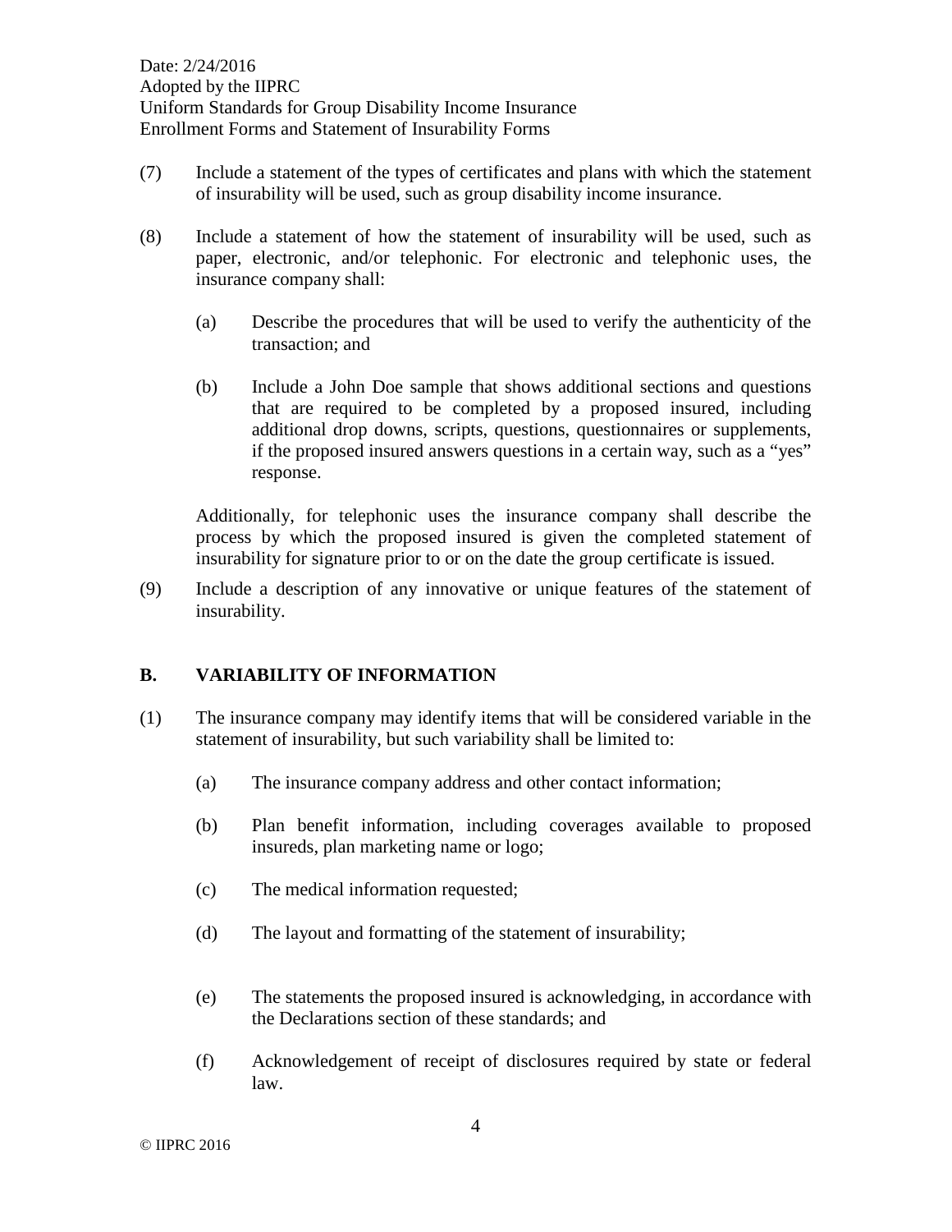(7) Include a statement of the types of certificates and plans with which the statement of insurability will be used, such as group disability income insurance.

(8) Include a statement of how the statement of insurability will be used, such as paper, electronic, and/or telephonic. For electronic and telephonic uses, the insurance company shall:

   (a) Describe the procedures that will be used to verify the authenticity of the transaction; and

   (b) Include a John Doe sample that shows additional sections and questions that are required to be completed by a proposed insured, including additional drop downs, scripts, questions, questionnaires or supplements, if the proposed insured answers questions in a certain way, such as a "yes" response.

   Additionally, for telephonic uses the insurance company shall describe the process by which the proposed insured is given the completed statement of insurability for signature prior to or on the date the group certificate is issued.

(9) Include a description of any innovative or unique features of the statement of insurability.

## B. VARIABILITY OF INFORMATION

(1) The insurance company may identify items that will be considered variable in the statement of insurability, but such variability shall be limited to:

   (a) The insurance company address and other contact information;

   (b) Plan benefit information, including coverages available to proposed insureds, plan marketing name or logo;

   (c) The medical information requested;

   (d) The layout and formatting of the statement of insurability;

   (e) The statements the proposed insured is acknowledging, in accordance with the Declarations section of these standards; and

   (f) Acknowledgement of receipt of disclosures required by state or federal law.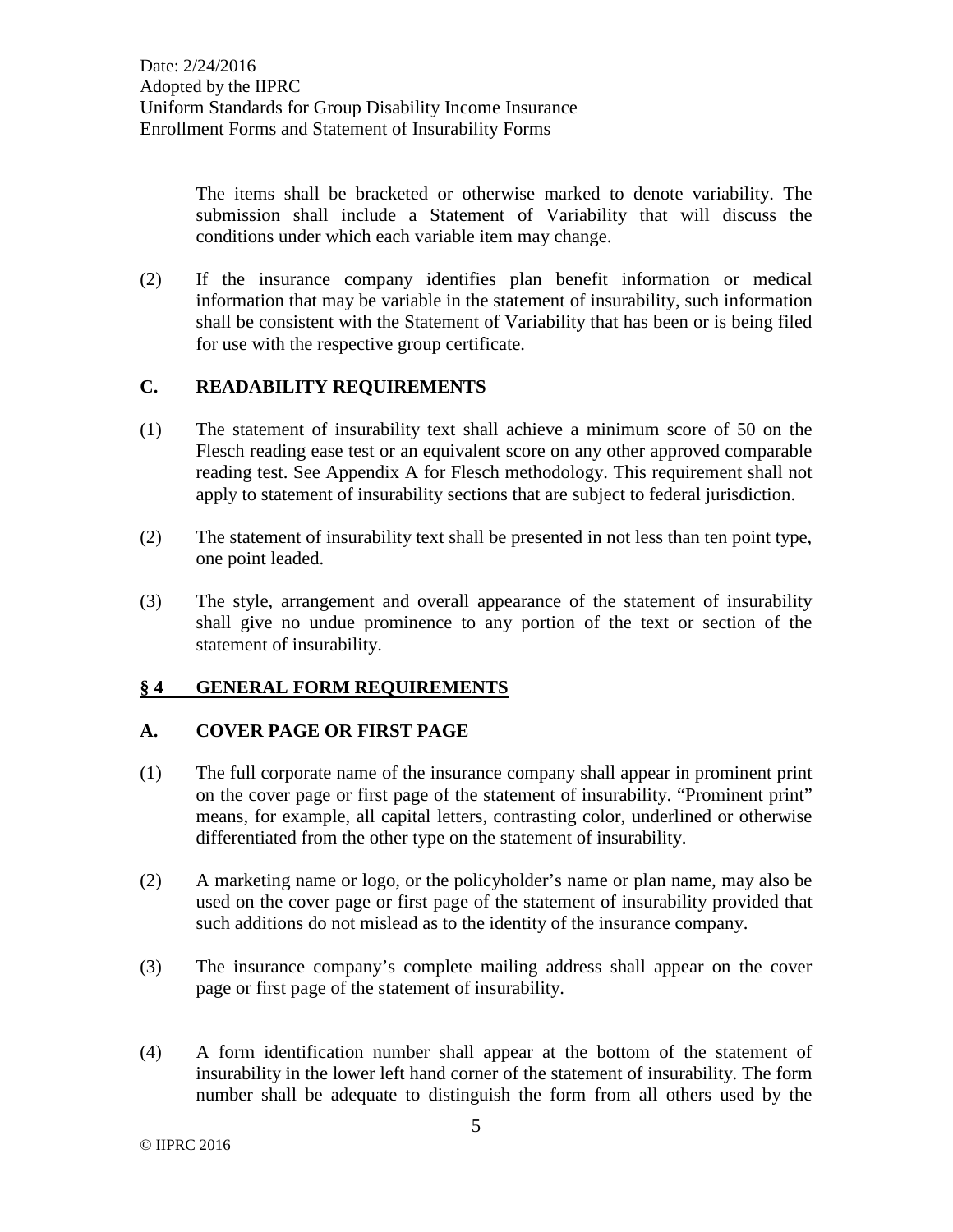The items shall be bracketed or otherwise marked to denote variability. The submission shall include a Statement of Variability that will discuss the conditions under which each variable item may change.

(2) If the insurance company identifies plan benefit information or medical information that may be variable in the statement of insurability, such information shall be consistent with the Statement of Variability that has been or is being filed for use with the respective group certificate.

### C. READABILITY REQUIREMENTS

(1) The statement of insurability text shall achieve a minimum score of 50 on the Flesch reading ease test or an equivalent score on any other approved comparable reading test. See Appendix A for Flesch methodology. This requirement shall not apply to statement of insurability sections that are subject to federal jurisdiction.

(2) The statement of insurability text shall be presented in not less than ten point type, one point leaded.

(3) The style, arrangement and overall appearance of the statement of insurability shall give no undue prominence to any portion of the text or section of the statement of insurability.

## § 4 GENERAL FORM REQUIREMENTS

### A. COVER PAGE OR FIRST PAGE

(1) The full corporate name of the insurance company shall appear in prominent print on the cover page or first page of the statement of insurability. "Prominent print" means, for example, all capital letters, contrasting color, underlined or otherwise differentiated from the other type on the statement of insurability.

(2) A marketing name or logo, or the policyholder's name or plan name, may also be used on the cover page or first page of the statement of insurability provided that such additions do not mislead as to the identity of the insurance company.

(3) The insurance company's complete mailing address shall appear on the cover page or first page of the statement of insurability.

(4) A form identification number shall appear at the bottom of the statement of insurability in the lower left hand corner of the statement of insurability. The form number shall be adequate to distinguish the form from all others used by the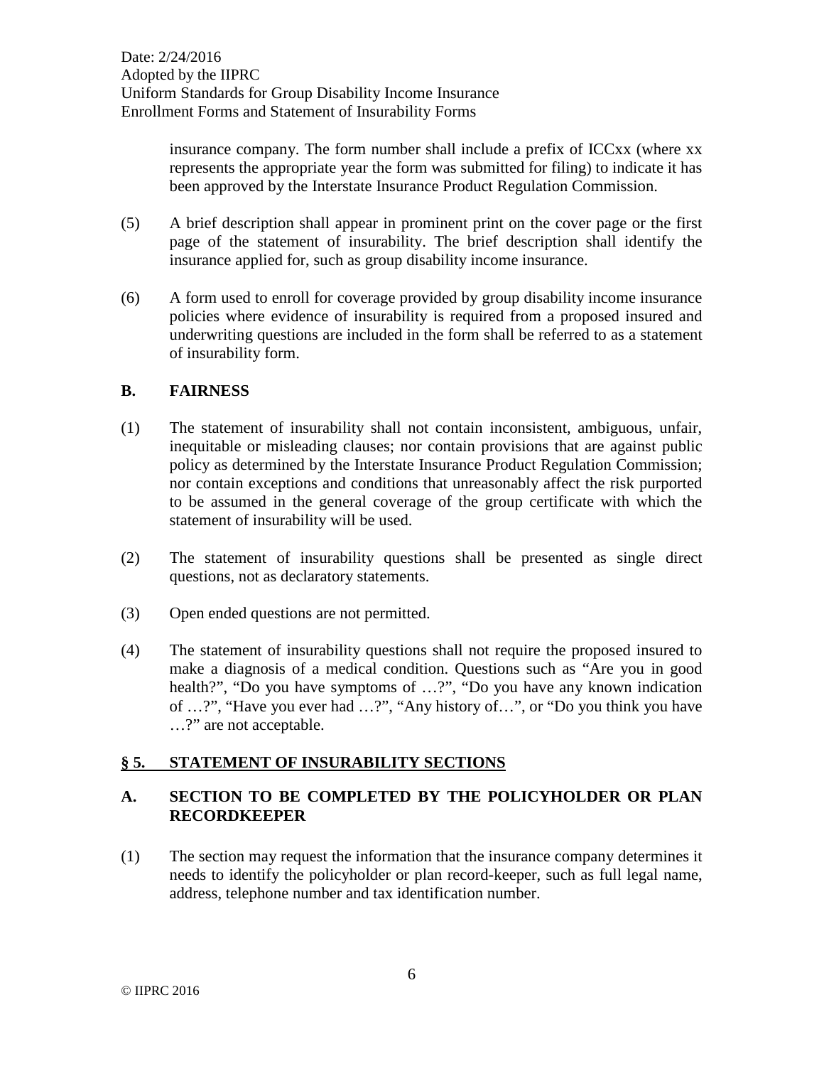insurance company. The form number shall include a prefix of ICCxx (where xx represents the appropriate year the form was submitted for filing) to indicate it has been approved by the Interstate Insurance Product Regulation Commission.

(5) A brief description shall appear in prominent print on the cover page or the first page of the statement of insurability. The brief description shall identify the insurance applied for, such as group disability income insurance.

(6) A form used to enroll for coverage provided by group disability income insurance policies where evidence of insurability is required from a proposed insured and underwriting questions are included in the form shall be referred to as a statement of insurability form.

### B. FAIRNESS

(1) The statement of insurability shall not contain inconsistent, ambiguous, unfair, inequitable or misleading clauses; nor contain provisions that are against public policy as determined by the Interstate Insurance Product Regulation Commission; nor contain exceptions and conditions that unreasonably affect the risk purported to be assumed in the general coverage of the group certificate with which the statement of insurability will be used.

(2) The statement of insurability questions shall be presented as single direct questions, not as declaratory statements.

(3) Open ended questions are not permitted.

(4) The statement of insurability questions shall not require the proposed insured to make a diagnosis of a medical condition. Questions such as "Are you in good health?", "Do you have symptoms of …?", "Do you have any known indication of …?", "Have you ever had …?", "Any history of…", or "Do you think you have …?" are not acceptable.

## § 5. STATEMENT OF INSURABILITY SECTIONS

### A. SECTION TO BE COMPLETED BY THE POLICYHOLDER OR PLAN RECORDKEEPER

(1) The section may request the information that the insurance company determines it needs to identify the policyholder or plan record-keeper, such as full legal name, address, telephone number and tax identification number.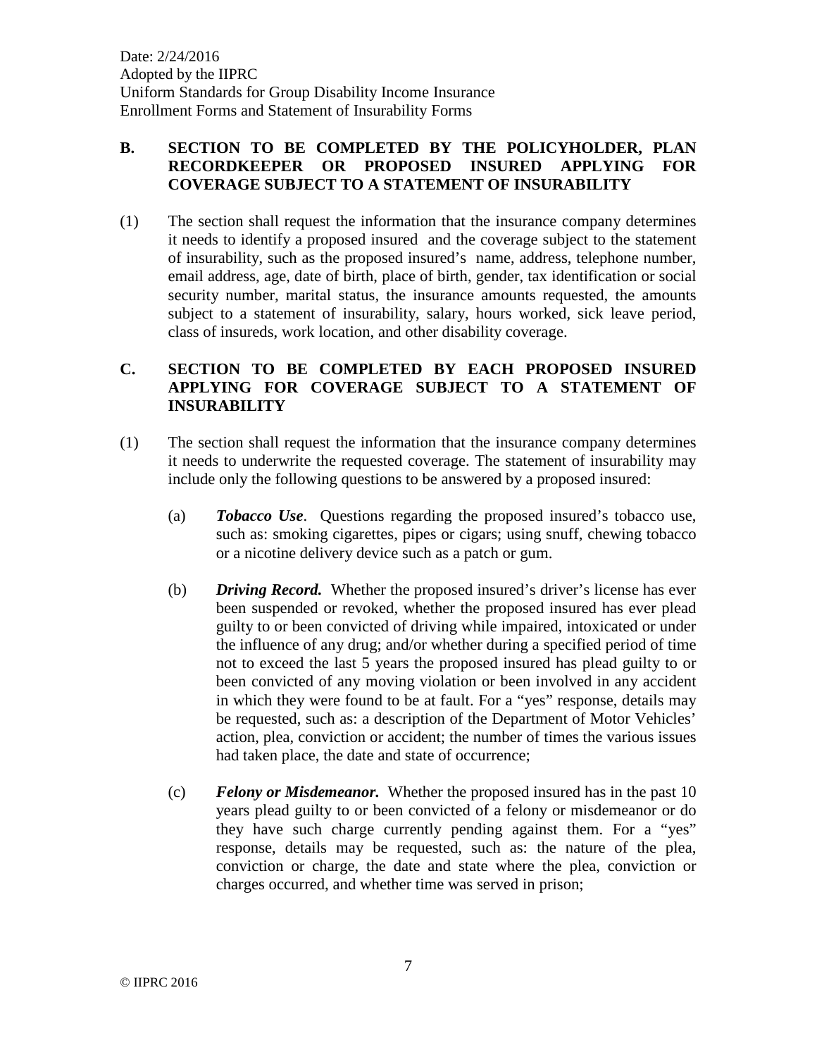## B. SECTION TO BE COMPLETED BY THE POLICYHOLDER, PLAN RECORDKEEPER OR PROPOSED INSURED APPLYING FOR COVERAGE SUBJECT TO A STATEMENT OF INSURABILITY

(1) The section shall request the information that the insurance company determines it needs to identify a proposed insured and the coverage subject to the statement of insurability, such as the proposed insured's name, address, telephone number, email address, age, date of birth, place of birth, gender, tax identification or social security number, marital status, the insurance amounts requested, the amounts subject to a statement of insurability, salary, hours worked, sick leave period, class of insureds, work location, and other disability coverage.

## C. SECTION TO BE COMPLETED BY EACH PROPOSED INSURED APPLYING FOR COVERAGE SUBJECT TO A STATEMENT OF INSURABILITY

(1) The section shall request the information that the insurance company determines it needs to underwrite the requested coverage. The statement of insurability may include only the following questions to be answered by a proposed insured:

(a) ***Tobacco Use***. Questions regarding the proposed insured's tobacco use, such as: smoking cigarettes, pipes or cigars; using snuff, chewing tobacco or a nicotine delivery device such as a patch or gum.

(b) ***Driving Record.*** Whether the proposed insured's driver's license has ever been suspended or revoked, whether the proposed insured has ever plead guilty to or been convicted of driving while impaired, intoxicated or under the influence of any drug; and/or whether during a specified period of time not to exceed the last 5 years the proposed insured has plead guilty to or been convicted of any moving violation or been involved in any accident in which they were found to be at fault. For a "yes" response, details may be requested, such as: a description of the Department of Motor Vehicles' action, plea, conviction or accident; the number of times the various issues had taken place, the date and state of occurrence;

(c) ***Felony or Misdemeanor.*** Whether the proposed insured has in the past 10 years plead guilty to or been convicted of a felony or misdemeanor or do they have such charge currently pending against them. For a "yes" response, details may be requested, such as: the nature of the plea, conviction or charge, the date and state where the plea, conviction or charges occurred, and whether time was served in prison;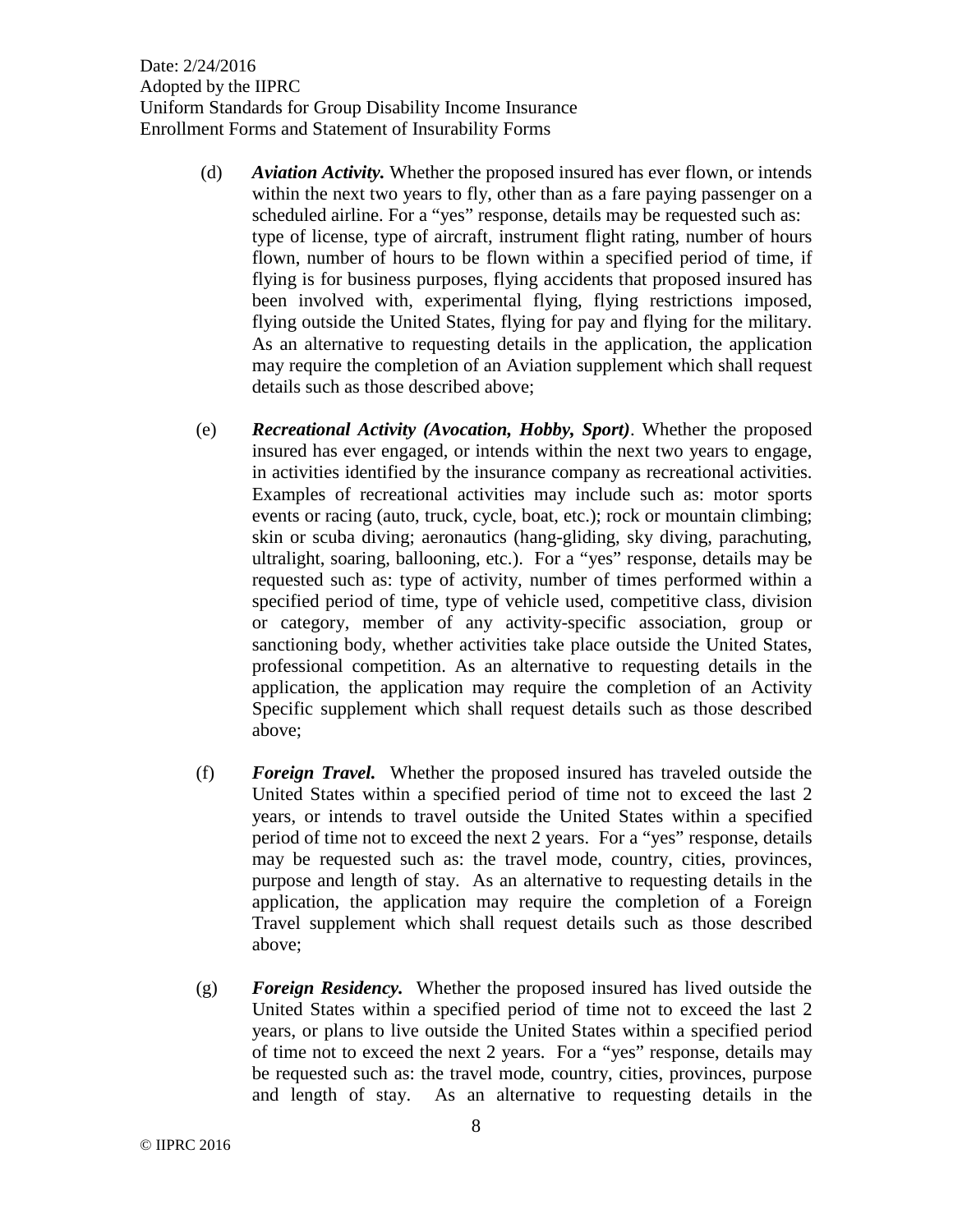(d) ***Aviation Activity.*** Whether the proposed insured has ever flown, or intends within the next two years to fly, other than as a fare paying passenger on a scheduled airline. For a "yes" response, details may be requested such as: type of license, type of aircraft, instrument flight rating, number of hours flown, number of hours to be flown within a specified period of time, if flying is for business purposes, flying accidents that proposed insured has been involved with, experimental flying, flying restrictions imposed, flying outside the United States, flying for pay and flying for the military. As an alternative to requesting details in the application, the application may require the completion of an Aviation supplement which shall request details such as those described above;

(e) ***Recreational Activity (Avocation, Hobby, Sport)***. Whether the proposed insured has ever engaged, or intends within the next two years to engage, in activities identified by the insurance company as recreational activities. Examples of recreational activities may include such as: motor sports events or racing (auto, truck, cycle, boat, etc.); rock or mountain climbing; skin or scuba diving; aeronautics (hang-gliding, sky diving, parachuting, ultralight, soaring, ballooning, etc.). For a "yes" response, details may be requested such as: type of activity, number of times performed within a specified period of time, type of vehicle used, competitive class, division or category, member of any activity-specific association, group or sanctioning body, whether activities take place outside the United States, professional competition. As an alternative to requesting details in the application, the application may require the completion of an Activity Specific supplement which shall request details such as those described above;

(f) ***Foreign Travel.*** Whether the proposed insured has traveled outside the United States within a specified period of time not to exceed the last 2 years, or intends to travel outside the United States within a specified period of time not to exceed the next 2 years. For a "yes" response, details may be requested such as: the travel mode, country, cities, provinces, purpose and length of stay. As an alternative to requesting details in the application, the application may require the completion of a Foreign Travel supplement which shall request details such as those described above;

(g) ***Foreign Residency.*** Whether the proposed insured has lived outside the United States within a specified period of time not to exceed the last 2 years, or plans to live outside the United States within a specified period of time not to exceed the next 2 years. For a "yes" response, details may be requested such as: the travel mode, country, cities, provinces, purpose and length of stay. As an alternative to requesting details in the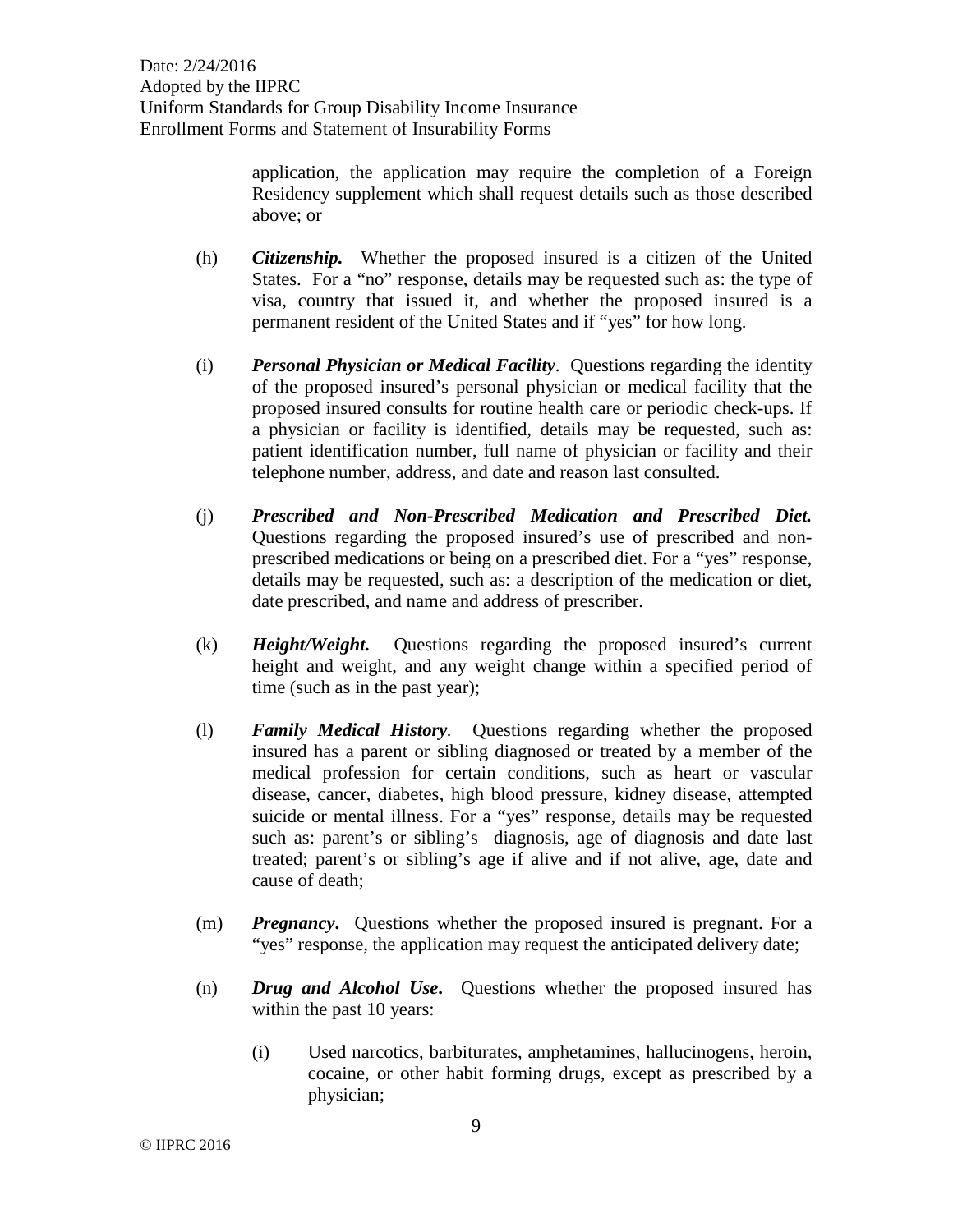application, the application may require the completion of a Foreign Residency supplement which shall request details such as those described above; or

(h) ***Citizenship.*** Whether the proposed insured is a citizen of the United States. For a "no" response, details may be requested such as: the type of visa, country that issued it, and whether the proposed insured is a permanent resident of the United States and if "yes" for how long.

(i) ***Personal Physician or Medical Facility***. Questions regarding the identity of the proposed insured's personal physician or medical facility that the proposed insured consults for routine health care or periodic check-ups. If a physician or facility is identified, details may be requested, such as: patient identification number, full name of physician or facility and their telephone number, address, and date and reason last consulted.

(j) ***Prescribed and Non-Prescribed Medication and Prescribed Diet.*** Questions regarding the proposed insured's use of prescribed and non-prescribed medications or being on a prescribed diet. For a "yes" response, details may be requested, such as: a description of the medication or diet, date prescribed, and name and address of prescriber.

(k) ***Height/Weight.*** Questions regarding the proposed insured's current height and weight, and any weight change within a specified period of time (such as in the past year);

(l) ***Family Medical History***. Questions regarding whether the proposed insured has a parent or sibling diagnosed or treated by a member of the medical profession for certain conditions, such as heart or vascular disease, cancer, diabetes, high blood pressure, kidney disease, attempted suicide or mental illness. For a "yes" response, details may be requested such as: parent's or sibling's diagnosis, age of diagnosis and date last treated; parent's or sibling's age if alive and if not alive, age, date and cause of death;

(m) ***Pregnancy***. Questions whether the proposed insured is pregnant. For a "yes" response, the application may request the anticipated delivery date;

(n) ***Drug and Alcohol Use***. Questions whether the proposed insured has within the past 10 years:

(i) Used narcotics, barbiturates, amphetamines, hallucinogens, heroin, cocaine, or other habit forming drugs, except as prescribed by a physician;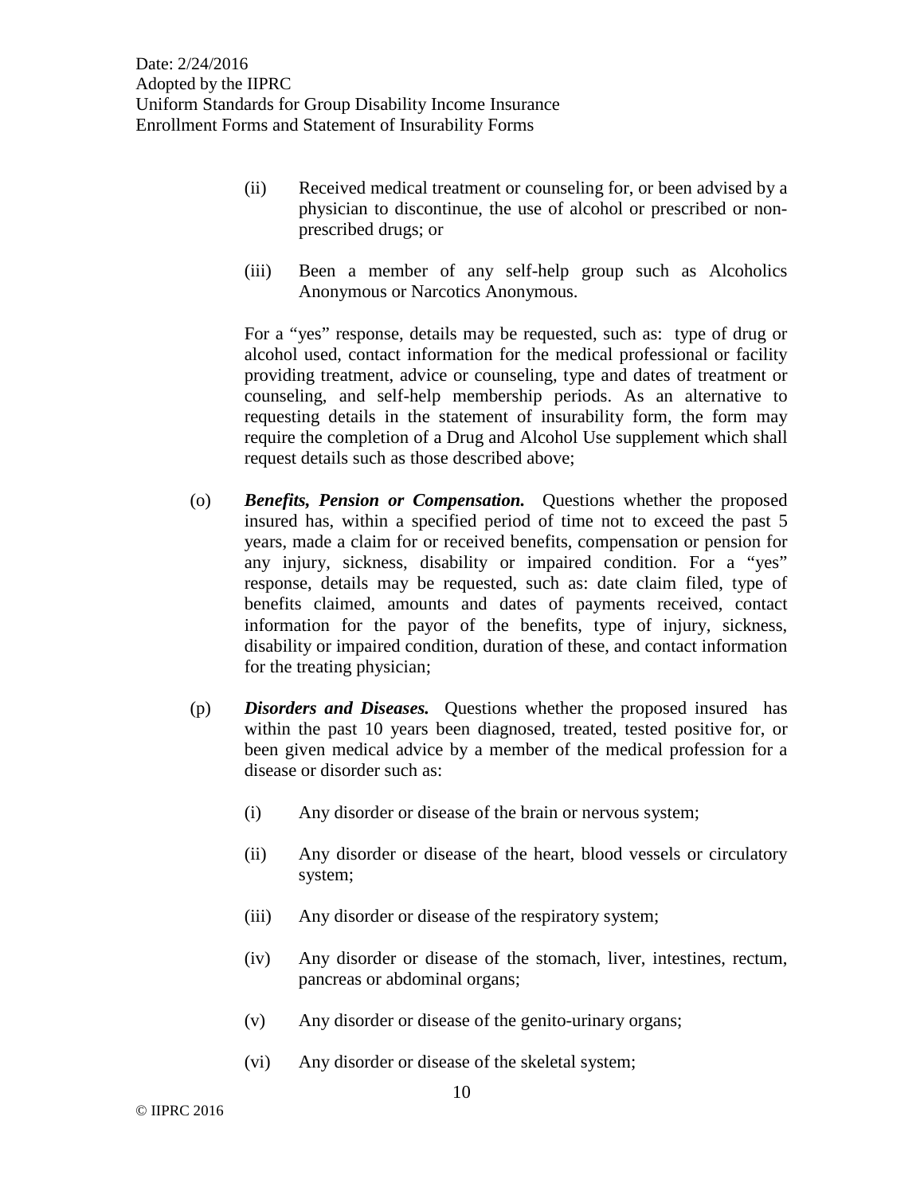(ii) Received medical treatment or counseling for, or been advised by a physician to discontinue, the use of alcohol or prescribed or non-prescribed drugs; or

(iii) Been a member of any self-help group such as Alcoholics Anonymous or Narcotics Anonymous.

For a "yes" response, details may be requested, such as: type of drug or alcohol used, contact information for the medical professional or facility providing treatment, advice or counseling, type and dates of treatment or counseling, and self-help membership periods. As an alternative to requesting details in the statement of insurability form, the form may require the completion of a Drug and Alcohol Use supplement which shall request details such as those described above;

(o) ***Benefits, Pension or Compensation.*** Questions whether the proposed insured has, within a specified period of time not to exceed the past 5 years, made a claim for or received benefits, compensation or pension for any injury, sickness, disability or impaired condition. For a "yes" response, details may be requested, such as: date claim filed, type of benefits claimed, amounts and dates of payments received, contact information for the payor of the benefits, type of injury, sickness, disability or impaired condition, duration of these, and contact information for the treating physician;

(p) ***Disorders and Diseases.*** Questions whether the proposed insured has within the past 10 years been diagnosed, treated, tested positive for, or been given medical advice by a member of the medical profession for a disease or disorder such as:

(i) Any disorder or disease of the brain or nervous system;

(ii) Any disorder or disease of the heart, blood vessels or circulatory system;

(iii) Any disorder or disease of the respiratory system;

(iv) Any disorder or disease of the stomach, liver, intestines, rectum, pancreas or abdominal organs;

(v) Any disorder or disease of the genito-urinary organs;

(vi) Any disorder or disease of the skeletal system;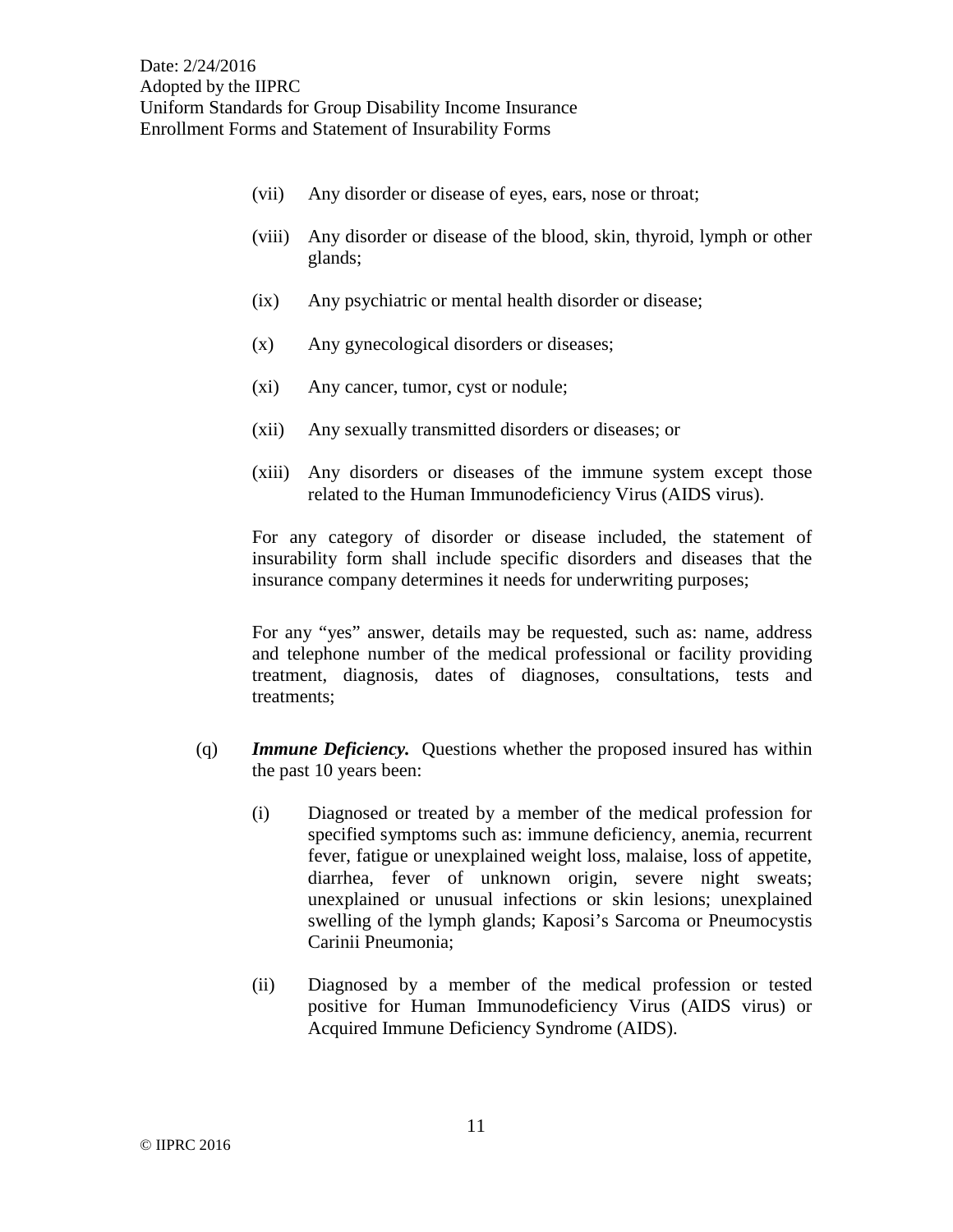(vii) Any disorder or disease of eyes, ears, nose or throat;

(viii) Any disorder or disease of the blood, skin, thyroid, lymph or other glands;

(ix) Any psychiatric or mental health disorder or disease;

(x) Any gynecological disorders or diseases;

(xi) Any cancer, tumor, cyst or nodule;

(xii) Any sexually transmitted disorders or diseases; or

(xiii) Any disorders or diseases of the immune system except those related to the Human Immunodeficiency Virus (AIDS virus).

For any category of disorder or disease included, the statement of insurability form shall include specific disorders and diseases that the insurance company determines it needs for underwriting purposes;

For any "yes" answer, details may be requested, such as: name, address and telephone number of the medical professional or facility providing treatment, diagnosis, dates of diagnoses, consultations, tests and treatments;

(q) ***Immune Deficiency.*** Questions whether the proposed insured has within the past 10 years been:

(i) Diagnosed or treated by a member of the medical profession for specified symptoms such as: immune deficiency, anemia, recurrent fever, fatigue or unexplained weight loss, malaise, loss of appetite, diarrhea, fever of unknown origin, severe night sweats; unexplained or unusual infections or skin lesions; unexplained swelling of the lymph glands; Kaposi's Sarcoma or Pneumocystis Carinii Pneumonia;

(ii) Diagnosed by a member of the medical profession or tested positive for Human Immunodeficiency Virus (AIDS virus) or Acquired Immune Deficiency Syndrome (AIDS).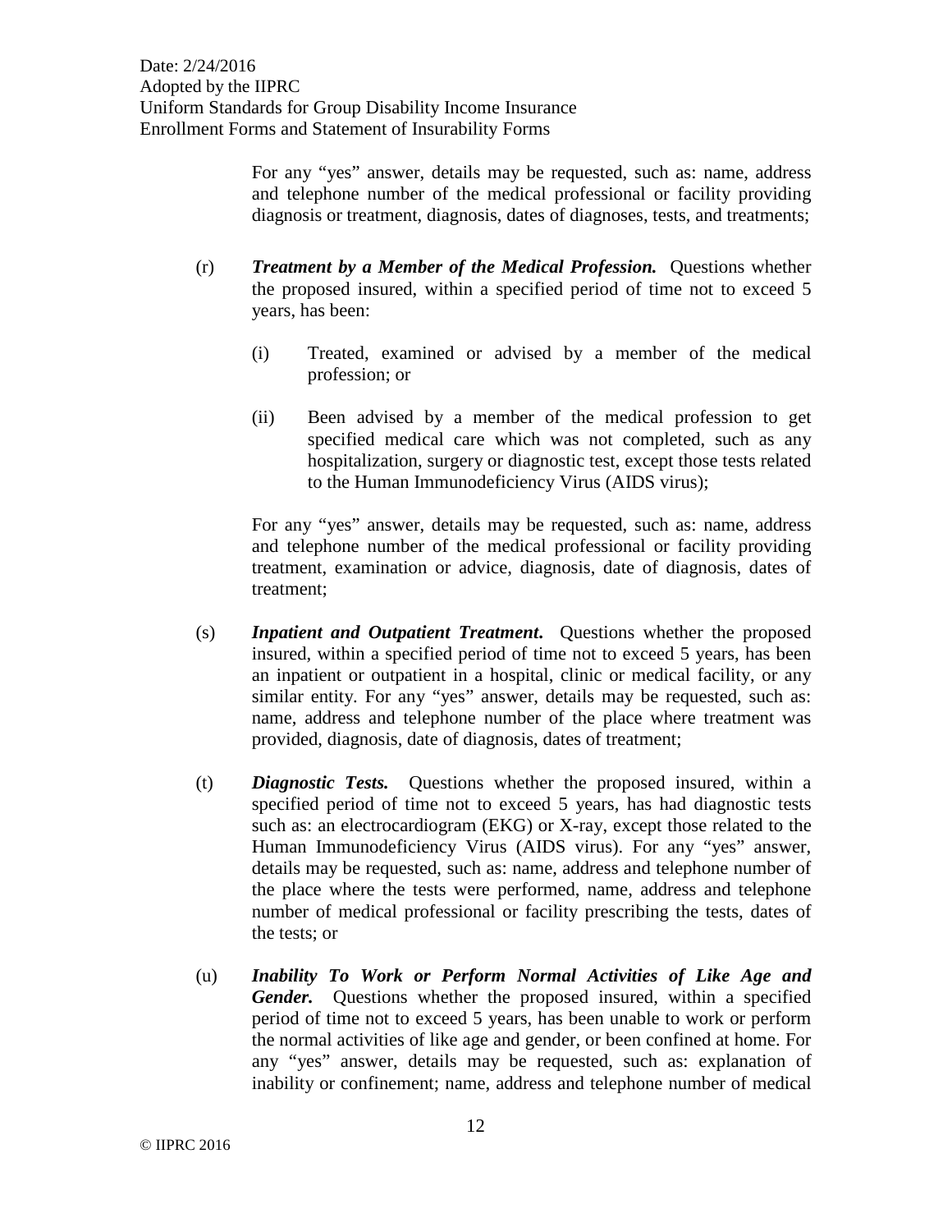For any "yes" answer, details may be requested, such as: name, address and telephone number of the medical professional or facility providing diagnosis or treatment, diagnosis, dates of diagnoses, tests, and treatments;

(r) ***Treatment by a Member of the Medical Profession.*** Questions whether the proposed insured, within a specified period of time not to exceed 5 years, has been:

   (i) Treated, examined or advised by a member of the medical profession; or

   (ii) Been advised by a member of the medical profession to get specified medical care which was not completed, such as any hospitalization, surgery or diagnostic test, except those tests related to the Human Immunodeficiency Virus (AIDS virus);

   For any "yes" answer, details may be requested, such as: name, address and telephone number of the medical professional or facility providing treatment, examination or advice, diagnosis, date of diagnosis, dates of treatment;

(s) ***Inpatient and Outpatient Treatment.*** Questions whether the proposed insured, within a specified period of time not to exceed 5 years, has been an inpatient or outpatient in a hospital, clinic or medical facility, or any similar entity. For any "yes" answer, details may be requested, such as: name, address and telephone number of the place where treatment was provided, diagnosis, date of diagnosis, dates of treatment;

(t) ***Diagnostic Tests.*** Questions whether the proposed insured, within a specified period of time not to exceed 5 years, has had diagnostic tests such as: an electrocardiogram (EKG) or X-ray, except those related to the Human Immunodeficiency Virus (AIDS virus). For any "yes" answer, details may be requested, such as: name, address and telephone number of the place where the tests were performed, name, address and telephone number of medical professional or facility prescribing the tests, dates of the tests; or

(u) ***Inability To Work or Perform Normal Activities of Like Age and Gender.*** Questions whether the proposed insured, within a specified period of time not to exceed 5 years, has been unable to work or perform the normal activities of like age and gender, or been confined at home. For any "yes" answer, details may be requested, such as: explanation of inability or confinement; name, address and telephone number of medical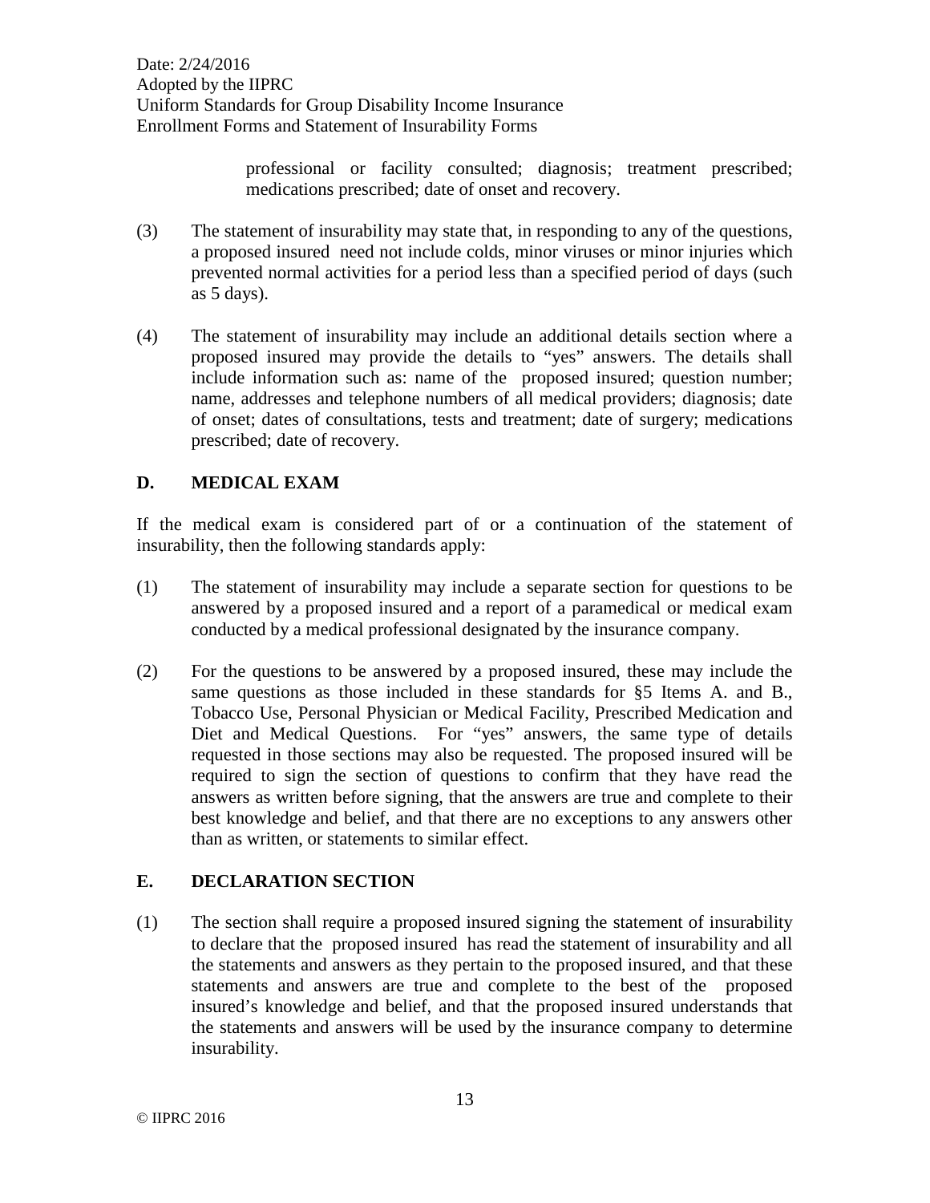professional or facility consulted; diagnosis; treatment prescribed; medications prescribed; date of onset and recovery.

(3) The statement of insurability may state that, in responding to any of the questions, a proposed insured need not include colds, minor viruses or minor injuries which prevented normal activities for a period less than a specified period of days (such as 5 days).

(4) The statement of insurability may include an additional details section where a proposed insured may provide the details to "yes" answers. The details shall include information such as: name of the proposed insured; question number; name, addresses and telephone numbers of all medical providers; diagnosis; date of onset; dates of consultations, tests and treatment; date of surgery; medications prescribed; date of recovery.

## D. MEDICAL EXAM

If the medical exam is considered part of or a continuation of the statement of insurability, then the following standards apply:

(1) The statement of insurability may include a separate section for questions to be answered by a proposed insured and a report of a paramedical or medical exam conducted by a medical professional designated by the insurance company.

(2) For the questions to be answered by a proposed insured, these may include the same questions as those included in these standards for §5 Items A. and B., Tobacco Use, Personal Physician or Medical Facility, Prescribed Medication and Diet and Medical Questions. For "yes" answers, the same type of details requested in those sections may also be requested. The proposed insured will be required to sign the section of questions to confirm that they have read the answers as written before signing, that the answers are true and complete to their best knowledge and belief, and that there are no exceptions to any answers other than as written, or statements to similar effect.

## E. DECLARATION SECTION

(1) The section shall require a proposed insured signing the statement of insurability to declare that the proposed insured has read the statement of insurability and all the statements and answers as they pertain to the proposed insured, and that these statements and answers are true and complete to the best of the proposed insured's knowledge and belief, and that the proposed insured understands that the statements and answers will be used by the insurance company to determine insurability.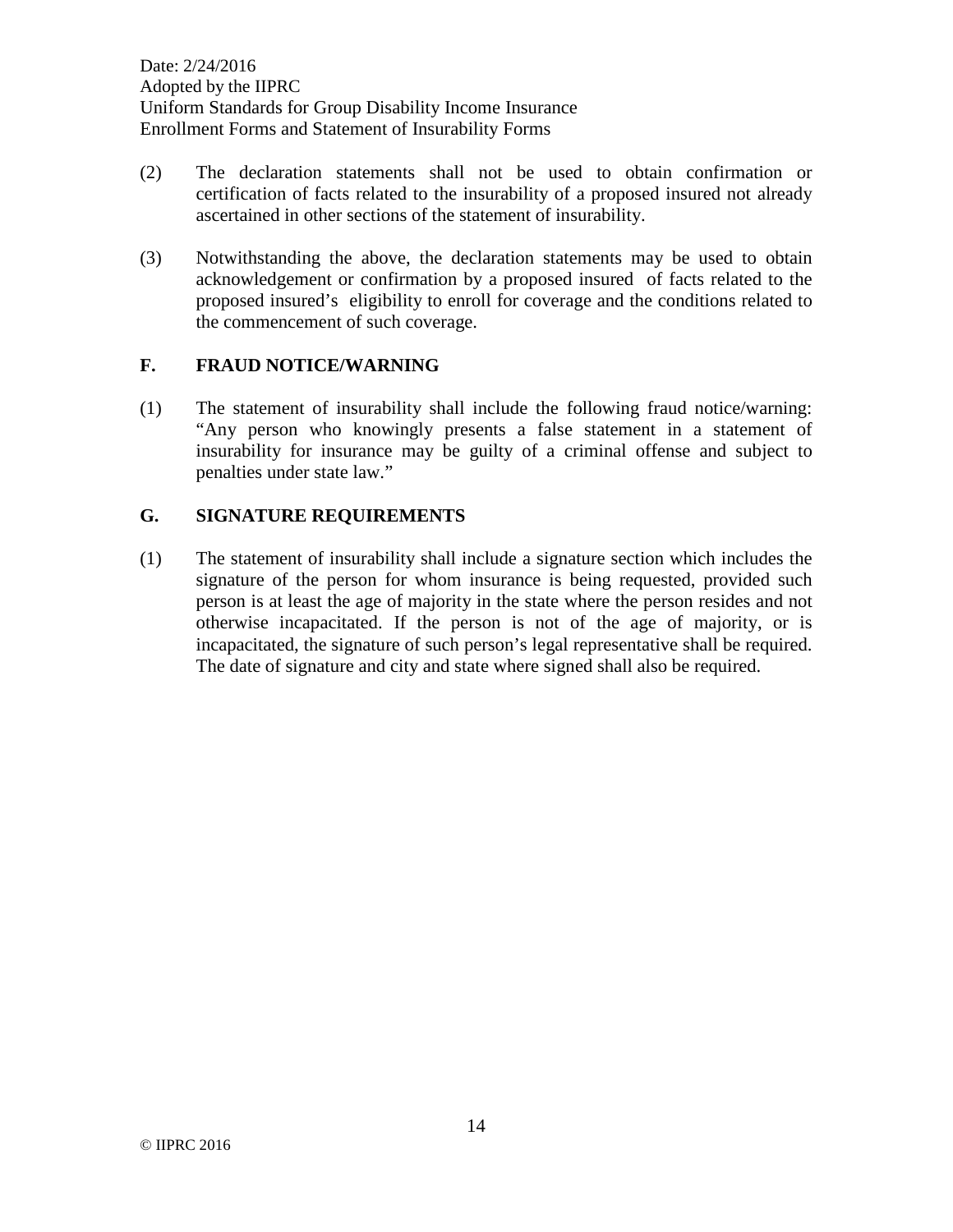(2) The declaration statements shall not be used to obtain confirmation or certification of facts related to the insurability of a proposed insured not already ascertained in other sections of the statement of insurability.

(3) Notwithstanding the above, the declaration statements may be used to obtain acknowledgement or confirmation by a proposed insured of facts related to the proposed insured's eligibility to enroll for coverage and the conditions related to the commencement of such coverage.

## F. FRAUD NOTICE/WARNING

(1) The statement of insurability shall include the following fraud notice/warning: "Any person who knowingly presents a false statement in a statement of insurability for insurance may be guilty of a criminal offense and subject to penalties under state law."

## G. SIGNATURE REQUIREMENTS

(1) The statement of insurability shall include a signature section which includes the signature of the person for whom insurance is being requested, provided such person is at least the age of majority in the state where the person resides and not otherwise incapacitated. If the person is not of the age of majority, or is incapacitated, the signature of such person's legal representative shall be required. The date of signature and city and state where signed shall also be required.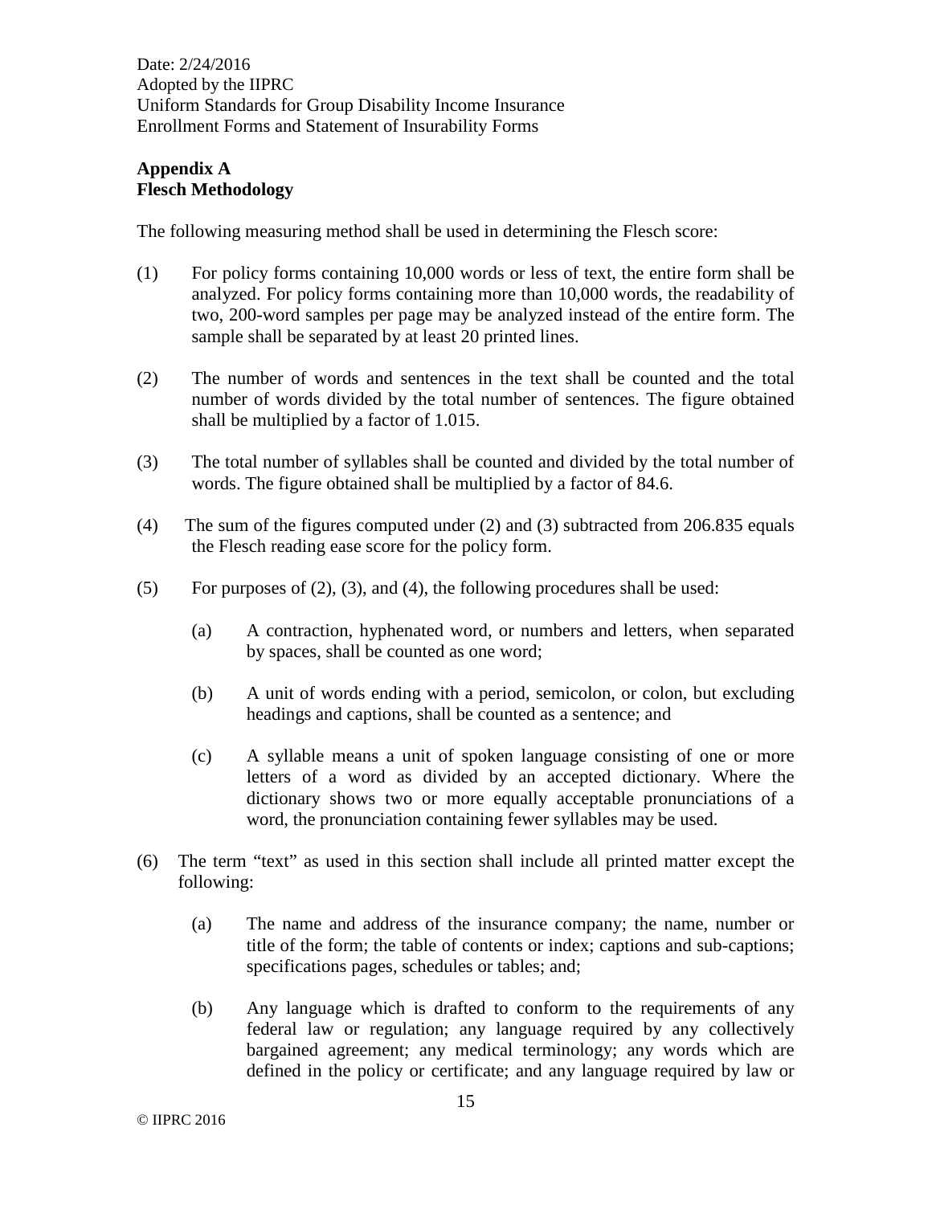## Appendix A
## Flesch Methodology

The following measuring method shall be used in determining the Flesch score:

(1) For policy forms containing 10,000 words or less of text, the entire form shall be analyzed. For policy forms containing more than 10,000 words, the readability of two, 200-word samples per page may be analyzed instead of the entire form. The sample shall be separated by at least 20 printed lines.

(2) The number of words and sentences in the text shall be counted and the total number of words divided by the total number of sentences. The figure obtained shall be multiplied by a factor of 1.015.

(3) The total number of syllables shall be counted and divided by the total number of words. The figure obtained shall be multiplied by a factor of 84.6.

(4) The sum of the figures computed under (2) and (3) subtracted from 206.835 equals the Flesch reading ease score for the policy form.

(5) For purposes of (2), (3), and (4), the following procedures shall be used:

   (a) A contraction, hyphenated word, or numbers and letters, when separated by spaces, shall be counted as one word;

   (b) A unit of words ending with a period, semicolon, or colon, but excluding headings and captions, shall be counted as a sentence; and

   (c) A syllable means a unit of spoken language consisting of one or more letters of a word as divided by an accepted dictionary. Where the dictionary shows two or more equally acceptable pronunciations of a word, the pronunciation containing fewer syllables may be used.

(6) The term "text" as used in this section shall include all printed matter except the following:

   (a) The name and address of the insurance company; the name, number or title of the form; the table of contents or index; captions and sub-captions; specifications pages, schedules or tables; and;

   (b) Any language which is drafted to conform to the requirements of any federal law or regulation; any language required by any collectively bargained agreement; any medical terminology; any words which are defined in the policy or certificate; and any language required by law or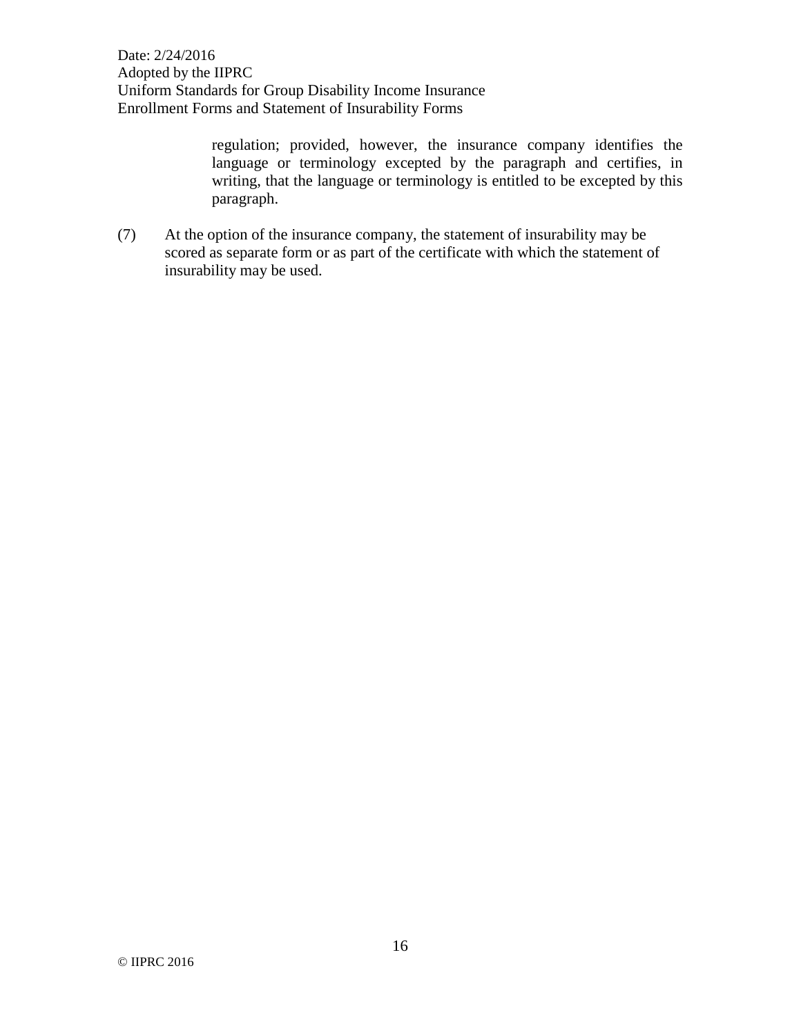regulation; provided, however, the insurance company identifies the language or terminology excepted by the paragraph and certifies, in writing, that the language or terminology is entitled to be excepted by this paragraph.

(7) At the option of the insurance company, the statement of insurability may be scored as separate form or as part of the certificate with which the statement of insurability may be used.